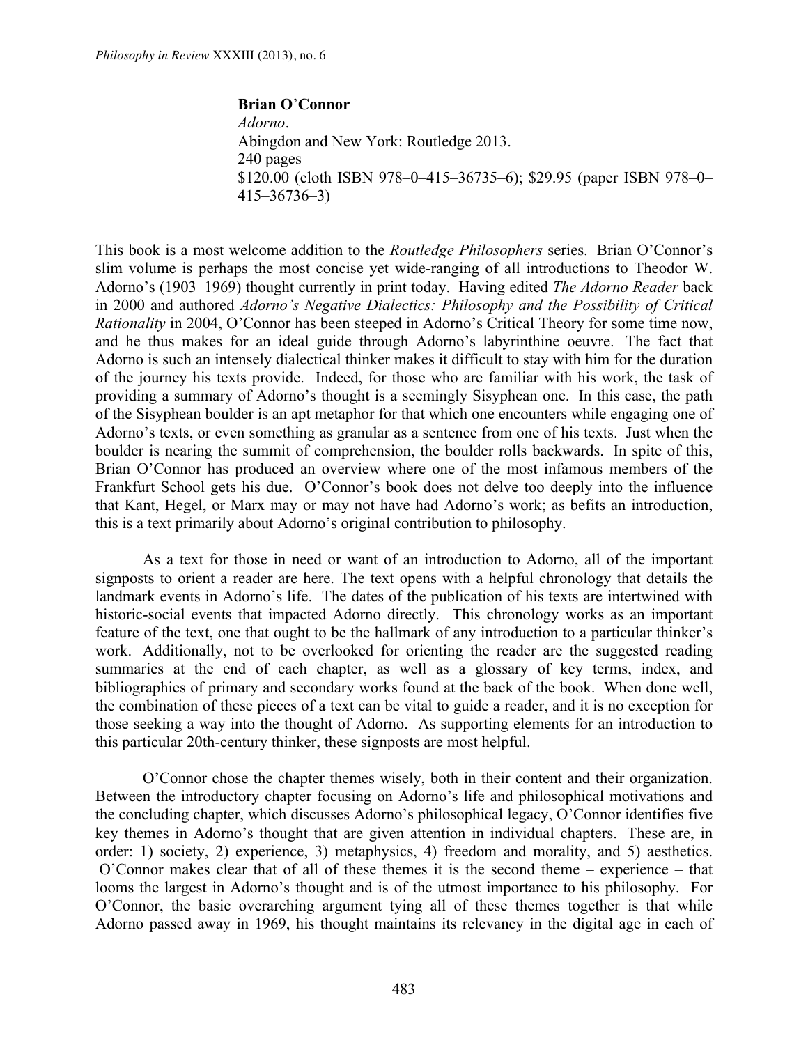**Brian O'Connor**
*Adorno*.
Abingdon and New York: Routledge 2013.
240 pages
$120.00 (cloth ISBN 978–0–415–36735–6); $29.95 (paper ISBN 978–0–415–36736–3)

This book is a most welcome addition to the *Routledge Philosophers* series. Brian O'Connor's slim volume is perhaps the most concise yet wide-ranging of all introductions to Theodor W. Adorno's (1903–1969) thought currently in print today. Having edited *The Adorno Reader* back in 2000 and authored *Adorno's Negative Dialectics: Philosophy and the Possibility of Critical Rationality* in 2004, O'Connor has been steeped in Adorno's Critical Theory for some time now, and he thus makes for an ideal guide through Adorno's labyrinthine oeuvre. The fact that Adorno is such an intensely dialectical thinker makes it difficult to stay with him for the duration of the journey his texts provide. Indeed, for those who are familiar with his work, the task of providing a summary of Adorno's thought is a seemingly Sisyphean one. In this case, the path of the Sisyphean boulder is an apt metaphor for that which one encounters while engaging one of Adorno's texts, or even something as granular as a sentence from one of his texts. Just when the boulder is nearing the summit of comprehension, the boulder rolls backwards. In spite of this, Brian O'Connor has produced an overview where one of the most infamous members of the Frankfurt School gets his due. O'Connor's book does not delve too deeply into the influence that Kant, Hegel, or Marx may or may not have had Adorno's work; as befits an introduction, this is a text primarily about Adorno's original contribution to philosophy.

As a text for those in need or want of an introduction to Adorno, all of the important signposts to orient a reader are here. The text opens with a helpful chronology that details the landmark events in Adorno's life. The dates of the publication of his texts are intertwined with historic-social events that impacted Adorno directly. This chronology works as an important feature of the text, one that ought to be the hallmark of any introduction to a particular thinker's work. Additionally, not to be overlooked for orienting the reader are the suggested reading summaries at the end of each chapter, as well as a glossary of key terms, index, and bibliographies of primary and secondary works found at the back of the book. When done well, the combination of these pieces of a text can be vital to guide a reader, and it is no exception for those seeking a way into the thought of Adorno. As supporting elements for an introduction to this particular 20th-century thinker, these signposts are most helpful.

O'Connor chose the chapter themes wisely, both in their content and their organization. Between the introductory chapter focusing on Adorno's life and philosophical motivations and the concluding chapter, which discusses Adorno's philosophical legacy, O'Connor identifies five key themes in Adorno's thought that are given attention in individual chapters. These are, in order: 1) society, 2) experience, 3) metaphysics, 4) freedom and morality, and 5) aesthetics. O'Connor makes clear that of all of these themes it is the second theme – experience – that looms the largest in Adorno's thought and is of the utmost importance to his philosophy. For O'Connor, the basic overarching argument tying all of these themes together is that while Adorno passed away in 1969, his thought maintains its relevancy in the digital age in each of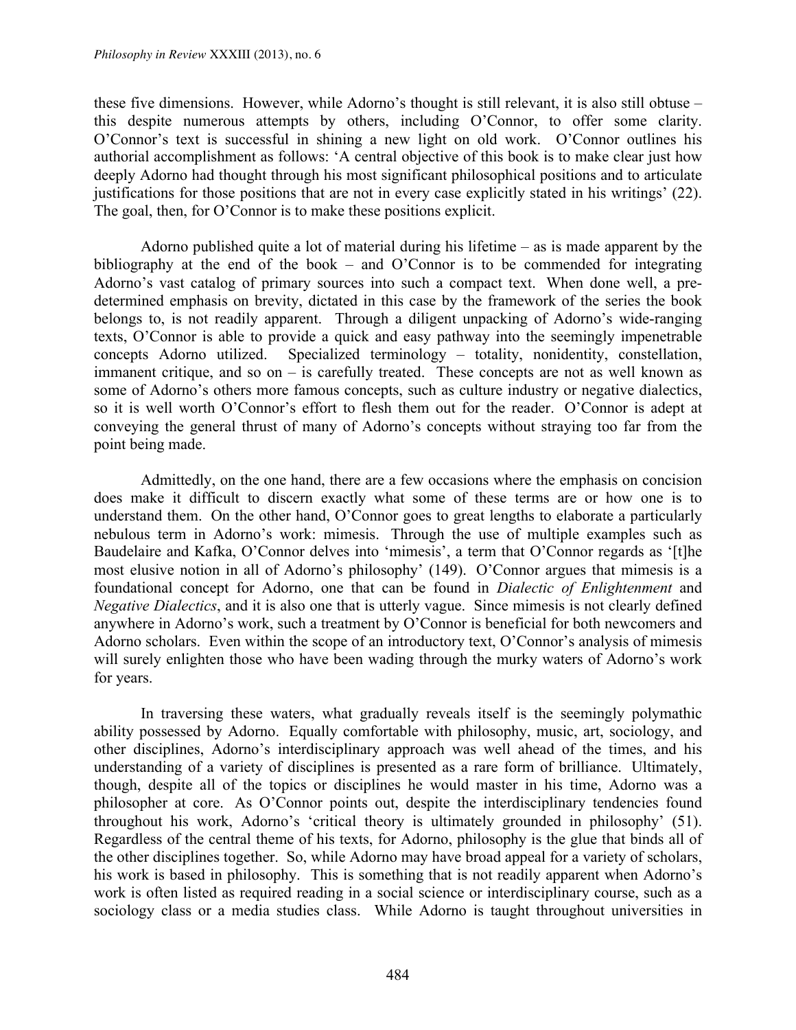these five dimensions. However, while Adorno's thought is still relevant, it is also still obtuse – this despite numerous attempts by others, including O'Connor, to offer some clarity. O'Connor's text is successful in shining a new light on old work. O'Connor outlines his authorial accomplishment as follows: 'A central objective of this book is to make clear just how deeply Adorno had thought through his most significant philosophical positions and to articulate justifications for those positions that are not in every case explicitly stated in his writings' (22). The goal, then, for O'Connor is to make these positions explicit.

Adorno published quite a lot of material during his lifetime – as is made apparent by the bibliography at the end of the book – and O'Connor is to be commended for integrating Adorno's vast catalog of primary sources into such a compact text. When done well, a pre-determined emphasis on brevity, dictated in this case by the framework of the series the book belongs to, is not readily apparent. Through a diligent unpacking of Adorno's wide-ranging texts, O'Connor is able to provide a quick and easy pathway into the seemingly impenetrable concepts Adorno utilized. Specialized terminology – totality, nonidentity, constellation, immanent critique, and so on – is carefully treated. These concepts are not as well known as some of Adorno's others more famous concepts, such as culture industry or negative dialectics, so it is well worth O'Connor's effort to flesh them out for the reader. O'Connor is adept at conveying the general thrust of many of Adorno's concepts without straying too far from the point being made.

Admittedly, on the one hand, there are a few occasions where the emphasis on concision does make it difficult to discern exactly what some of these terms are or how one is to understand them. On the other hand, O'Connor goes to great lengths to elaborate a particularly nebulous term in Adorno's work: mimesis. Through the use of multiple examples such as Baudelaire and Kafka, O'Connor delves into 'mimesis', a term that O'Connor regards as '[t]he most elusive notion in all of Adorno's philosophy' (149). O'Connor argues that mimesis is a foundational concept for Adorno, one that can be found in *Dialectic of Enlightenment* and *Negative Dialectics*, and it is also one that is utterly vague. Since mimesis is not clearly defined anywhere in Adorno's work, such a treatment by O'Connor is beneficial for both newcomers and Adorno scholars. Even within the scope of an introductory text, O'Connor's analysis of mimesis will surely enlighten those who have been wading through the murky waters of Adorno's work for years.

In traversing these waters, what gradually reveals itself is the seemingly polymathic ability possessed by Adorno. Equally comfortable with philosophy, music, art, sociology, and other disciplines, Adorno's interdisciplinary approach was well ahead of the times, and his understanding of a variety of disciplines is presented as a rare form of brilliance. Ultimately, though, despite all of the topics or disciplines he would master in his time, Adorno was a philosopher at core. As O'Connor points out, despite the interdisciplinary tendencies found throughout his work, Adorno's 'critical theory is ultimately grounded in philosophy' (51). Regardless of the central theme of his texts, for Adorno, philosophy is the glue that binds all of the other disciplines together. So, while Adorno may have broad appeal for a variety of scholars, his work is based in philosophy. This is something that is not readily apparent when Adorno's work is often listed as required reading in a social science or interdisciplinary course, such as a sociology class or a media studies class. While Adorno is taught throughout universities in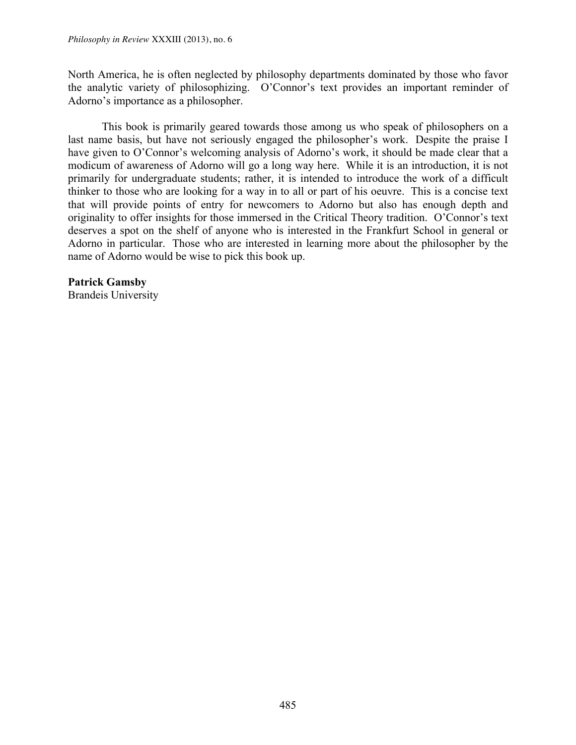North America, he is often neglected by philosophy departments dominated by those who favor the analytic variety of philosophizing. O'Connor's text provides an important reminder of Adorno's importance as a philosopher.

This book is primarily geared towards those among us who speak of philosophers on a last name basis, but have not seriously engaged the philosopher's work. Despite the praise I have given to O'Connor's welcoming analysis of Adorno's work, it should be made clear that a modicum of awareness of Adorno will go a long way here. While it is an introduction, it is not primarily for undergraduate students; rather, it is intended to introduce the work of a difficult thinker to those who are looking for a way in to all or part of his oeuvre. This is a concise text that will provide points of entry for newcomers to Adorno but also has enough depth and originality to offer insights for those immersed in the Critical Theory tradition. O'Connor's text deserves a spot on the shelf of anyone who is interested in the Frankfurt School in general or Adorno in particular. Those who are interested in learning more about the philosopher by the name of Adorno would be wise to pick this book up.

**Patrick Gamsby**
Brandeis University